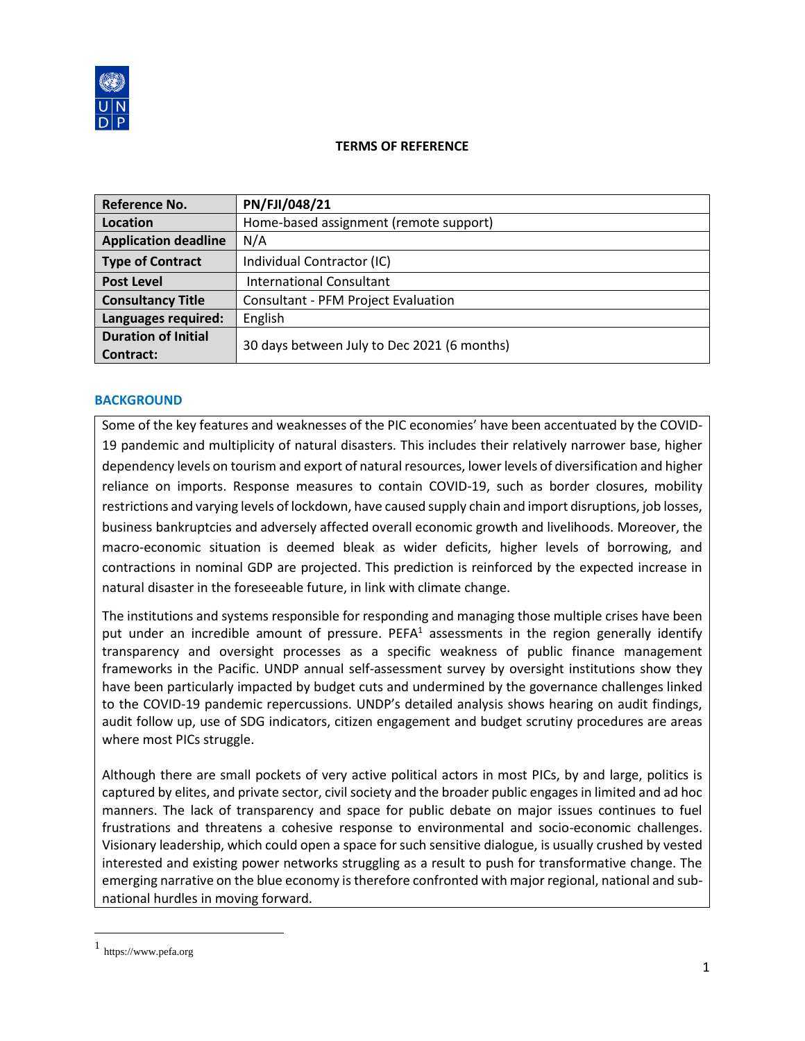**TERMS OF REFERENCE**

| Reference No. | PN/FJI/048/21 |
|---|---|
| Location | Home-based assignment (remote support) |
| Application deadline | N/A |
| Type of Contract | Individual Contractor (IC) |
| Post Level | International Consultant |
| Consultancy Title | Consultant - PFM Project Evaluation |
| Languages required: | English |
| Duration of Initial Contract: | 30 days between July to Dec 2021 (6 months) |

## BACKGROUND

Some of the key features and weaknesses of the PIC economies' have been accentuated by the COVID-19 pandemic and multiplicity of natural disasters. This includes their relatively narrower base, higher dependency levels on tourism and export of natural resources, lower levels of diversification and higher reliance on imports. Response measures to contain COVID-19, such as border closures, mobility restrictions and varying levels of lockdown, have caused supply chain and import disruptions, job losses, business bankruptcies and adversely affected overall economic growth and livelihoods. Moreover, the macro-economic situation is deemed bleak as wider deficits, higher levels of borrowing, and contractions in nominal GDP are projected. This prediction is reinforced by the expected increase in natural disaster in the foreseeable future, in link with climate change.

The institutions and systems responsible for responding and managing those multiple crises have been put under an incredible amount of pressure. PEFA[1] assessments in the region generally identify transparency and oversight processes as a specific weakness of public finance management frameworks in the Pacific. UNDP annual self-assessment survey by oversight institutions show they have been particularly impacted by budget cuts and undermined by the governance challenges linked to the COVID-19 pandemic repercussions. UNDP's detailed analysis shows hearing on audit findings, audit follow up, use of SDG indicators, citizen engagement and budget scrutiny procedures are areas where most PICs struggle.

Although there are small pockets of very active political actors in most PICs, by and large, politics is captured by elites, and private sector, civil society and the broader public engages in limited and ad hoc manners. The lack of transparency and space for public debate on major issues continues to fuel frustrations and threatens a cohesive response to environmental and socio-economic challenges. Visionary leadership, which could open a space for such sensitive dialogue, is usually crushed by vested interested and existing power networks struggling as a result to push for transformative change. The emerging narrative on the blue economy is therefore confronted with major regional, national and sub-national hurdles in moving forward.

[1] https://www.pefa.org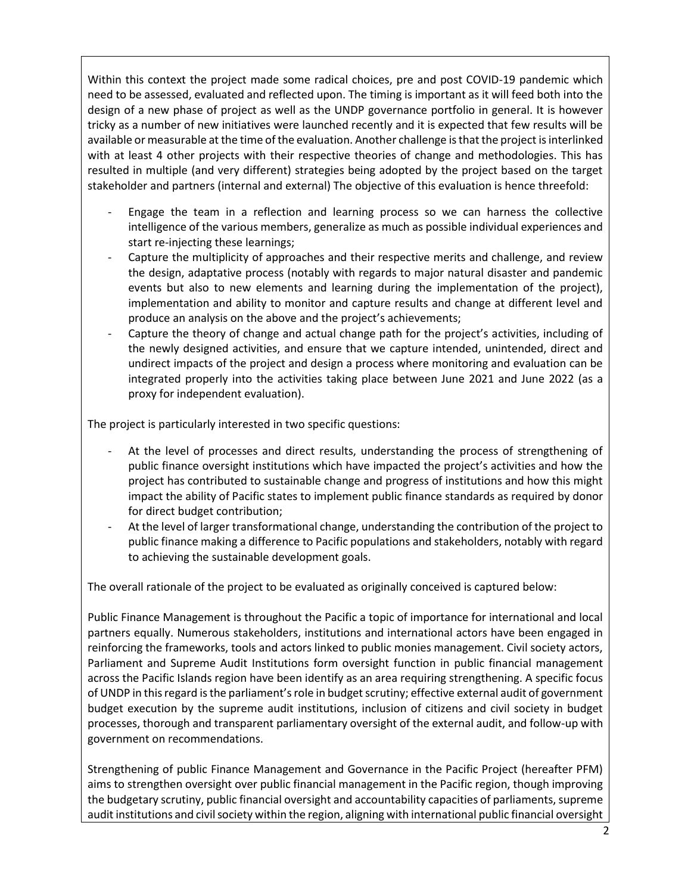Within this context the project made some radical choices, pre and post COVID-19 pandemic which need to be assessed, evaluated and reflected upon. The timing is important as it will feed both into the design of a new phase of project as well as the UNDP governance portfolio in general. It is however tricky as a number of new initiatives were launched recently and it is expected that few results will be available or measurable at the time of the evaluation. Another challenge is that the project is interlinked with at least 4 other projects with their respective theories of change and methodologies. This has resulted in multiple (and very different) strategies being adopted by the project based on the target stakeholder and partners (internal and external) The objective of this evaluation is hence threefold:

- Engage the team in a reflection and learning process so we can harness the collective intelligence of the various members, generalize as much as possible individual experiences and start re-injecting these learnings;
- Capture the multiplicity of approaches and their respective merits and challenge, and review the design, adaptative process (notably with regards to major natural disaster and pandemic events but also to new elements and learning during the implementation of the project), implementation and ability to monitor and capture results and change at different level and produce an analysis on the above and the project's achievements;
- Capture the theory of change and actual change path for the project's activities, including of the newly designed activities, and ensure that we capture intended, unintended, direct and undirect impacts of the project and design a process where monitoring and evaluation can be integrated properly into the activities taking place between June 2021 and June 2022 (as a proxy for independent evaluation).

The project is particularly interested in two specific questions:

- At the level of processes and direct results, understanding the process of strengthening of public finance oversight institutions which have impacted the project's activities and how the project has contributed to sustainable change and progress of institutions and how this might impact the ability of Pacific states to implement public finance standards as required by donor for direct budget contribution;
- At the level of larger transformational change, understanding the contribution of the project to public finance making a difference to Pacific populations and stakeholders, notably with regard to achieving the sustainable development goals.

The overall rationale of the project to be evaluated as originally conceived is captured below:

Public Finance Management is throughout the Pacific a topic of importance for international and local partners equally. Numerous stakeholders, institutions and international actors have been engaged in reinforcing the frameworks, tools and actors linked to public monies management. Civil society actors, Parliament and Supreme Audit Institutions form oversight function in public financial management across the Pacific Islands region have been identify as an area requiring strengthening. A specific focus of UNDP in this regard is the parliament's role in budget scrutiny; effective external audit of government budget execution by the supreme audit institutions, inclusion of citizens and civil society in budget processes, thorough and transparent parliamentary oversight of the external audit, and follow-up with government on recommendations.

Strengthening of public Finance Management and Governance in the Pacific Project (hereafter PFM) aims to strengthen oversight over public financial management in the Pacific region, though improving the budgetary scrutiny, public financial oversight and accountability capacities of parliaments, supreme audit institutions and civil society within the region, aligning with international public financial oversight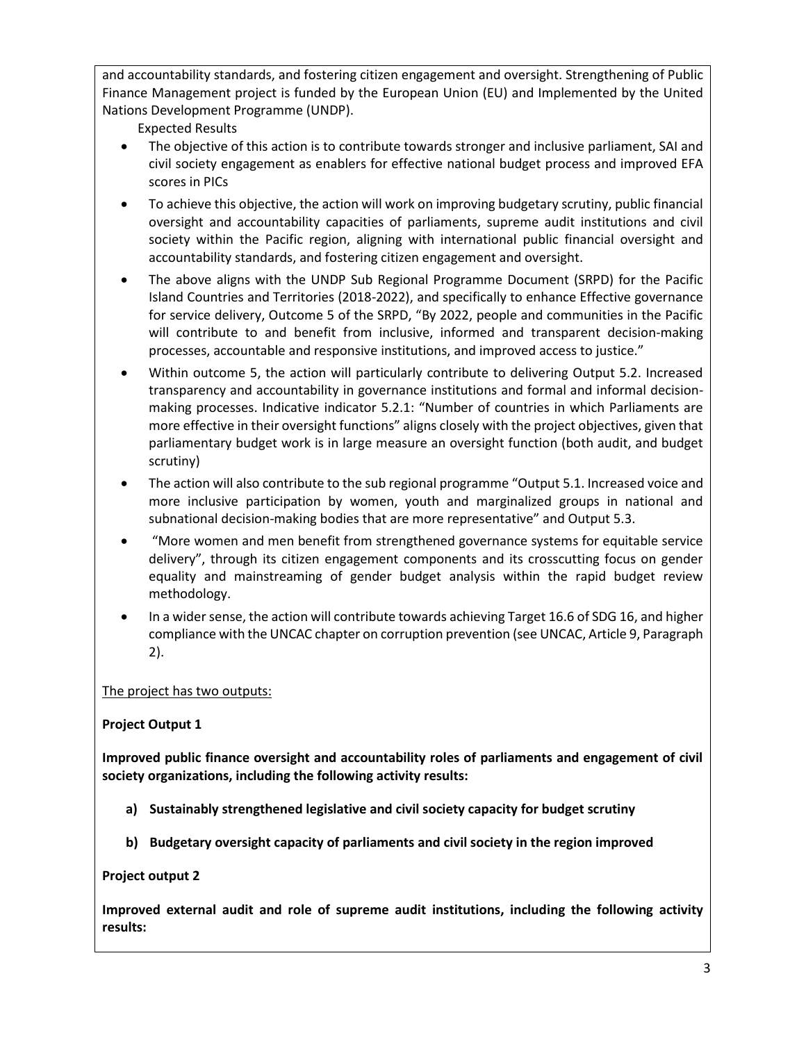and accountability standards, and fostering citizen engagement and oversight. Strengthening of Public Finance Management project is funded by the European Union (EU) and Implemented by the United Nations Development Programme (UNDP).

Expected Results

- The objective of this action is to contribute towards stronger and inclusive parliament, SAI and civil society engagement as enablers for effective national budget process and improved EFA scores in PICs
- To achieve this objective, the action will work on improving budgetary scrutiny, public financial oversight and accountability capacities of parliaments, supreme audit institutions and civil society within the Pacific region, aligning with international public financial oversight and accountability standards, and fostering citizen engagement and oversight.
- The above aligns with the UNDP Sub Regional Programme Document (SRPD) for the Pacific Island Countries and Territories (2018-2022), and specifically to enhance Effective governance for service delivery, Outcome 5 of the SRPD, "By 2022, people and communities in the Pacific will contribute to and benefit from inclusive, informed and transparent decision-making processes, accountable and responsive institutions, and improved access to justice."
- Within outcome 5, the action will particularly contribute to delivering Output 5.2. Increased transparency and accountability in governance institutions and formal and informal decision-making processes. Indicative indicator 5.2.1: "Number of countries in which Parliaments are more effective in their oversight functions" aligns closely with the project objectives, given that parliamentary budget work is in large measure an oversight function (both audit, and budget scrutiny)
- The action will also contribute to the sub regional programme "Output 5.1. Increased voice and more inclusive participation by women, youth and marginalized groups in national and subnational decision-making bodies that are more representative" and Output 5.3.
- "More women and men benefit from strengthened governance systems for equitable service delivery", through its citizen engagement components and its crosscutting focus on gender equality and mainstreaming of gender budget analysis within the rapid budget review methodology.
- In a wider sense, the action will contribute towards achieving Target 16.6 of SDG 16, and higher compliance with the UNCAC chapter on corruption prevention (see UNCAC, Article 9, Paragraph 2).

The project has two outputs:

**Project Output 1**

**Improved public finance oversight and accountability roles of parliaments and engagement of civil society organizations, including the following activity results:**

a) **Sustainably strengthened legislative and civil society capacity for budget scrutiny**

b) **Budgetary oversight capacity of parliaments and civil society in the region improved**

**Project output 2**

**Improved external audit and role of supreme audit institutions, including the following activity results:**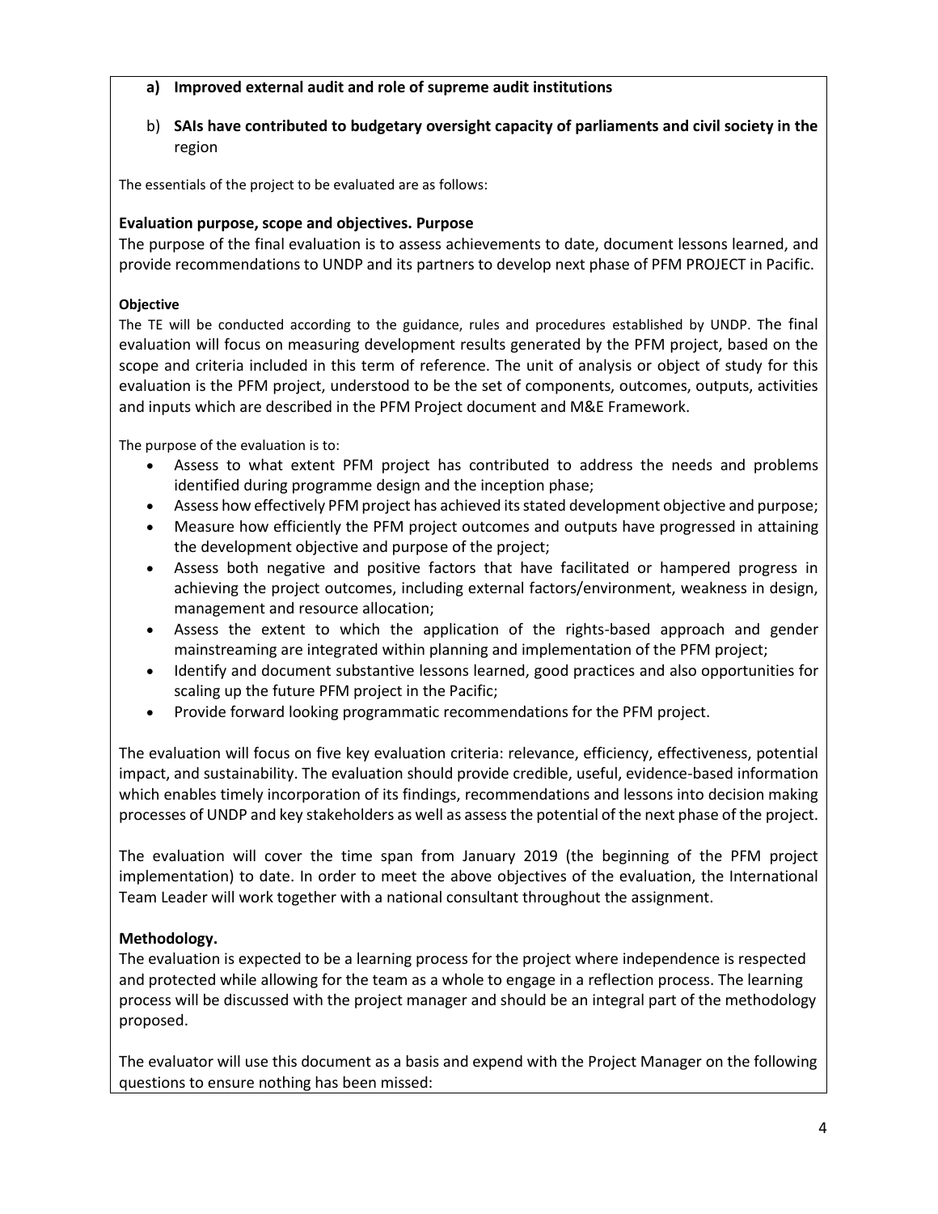**a) Improved external audit and role of supreme audit institutions**

b) **SAIs have contributed to budgetary oversight capacity of parliaments and civil society in the** region

The essentials of the project to be evaluated are as follows:

**Evaluation purpose, scope and objectives. Purpose**

The purpose of the final evaluation is to assess achievements to date, document lessons learned, and provide recommendations to UNDP and its partners to develop next phase of PFM PROJECT in Pacific.

**Objective**

The TE will be conducted according to the guidance, rules and procedures established by UNDP. The final evaluation will focus on measuring development results generated by the PFM project, based on the scope and criteria included in this term of reference. The unit of analysis or object of study for this evaluation is the PFM project, understood to be the set of components, outcomes, outputs, activities and inputs which are described in the PFM Project document and M&E Framework.

The purpose of the evaluation is to:

- Assess to what extent PFM project has contributed to address the needs and problems identified during programme design and the inception phase;
- Assess how effectively PFM project has achieved its stated development objective and purpose;
- Measure how efficiently the PFM project outcomes and outputs have progressed in attaining the development objective and purpose of the project;
- Assess both negative and positive factors that have facilitated or hampered progress in achieving the project outcomes, including external factors/environment, weakness in design, management and resource allocation;
- Assess the extent to which the application of the rights-based approach and gender mainstreaming are integrated within planning and implementation of the PFM project;
- Identify and document substantive lessons learned, good practices and also opportunities for scaling up the future PFM project in the Pacific;
- Provide forward looking programmatic recommendations for the PFM project.

The evaluation will focus on five key evaluation criteria: relevance, efficiency, effectiveness, potential impact, and sustainability. The evaluation should provide credible, useful, evidence-based information which enables timely incorporation of its findings, recommendations and lessons into decision making processes of UNDP and key stakeholders as well as assess the potential of the next phase of the project.

The evaluation will cover the time span from January 2019 (the beginning of the PFM project implementation) to date. In order to meet the above objectives of the evaluation, the International Team Leader will work together with a national consultant throughout the assignment.

**Methodology.**

The evaluation is expected to be a learning process for the project where independence is respected and protected while allowing for the team as a whole to engage in a reflection process. The learning process will be discussed with the project manager and should be an integral part of the methodology proposed.

The evaluator will use this document as a basis and expend with the Project Manager on the following questions to ensure nothing has been missed: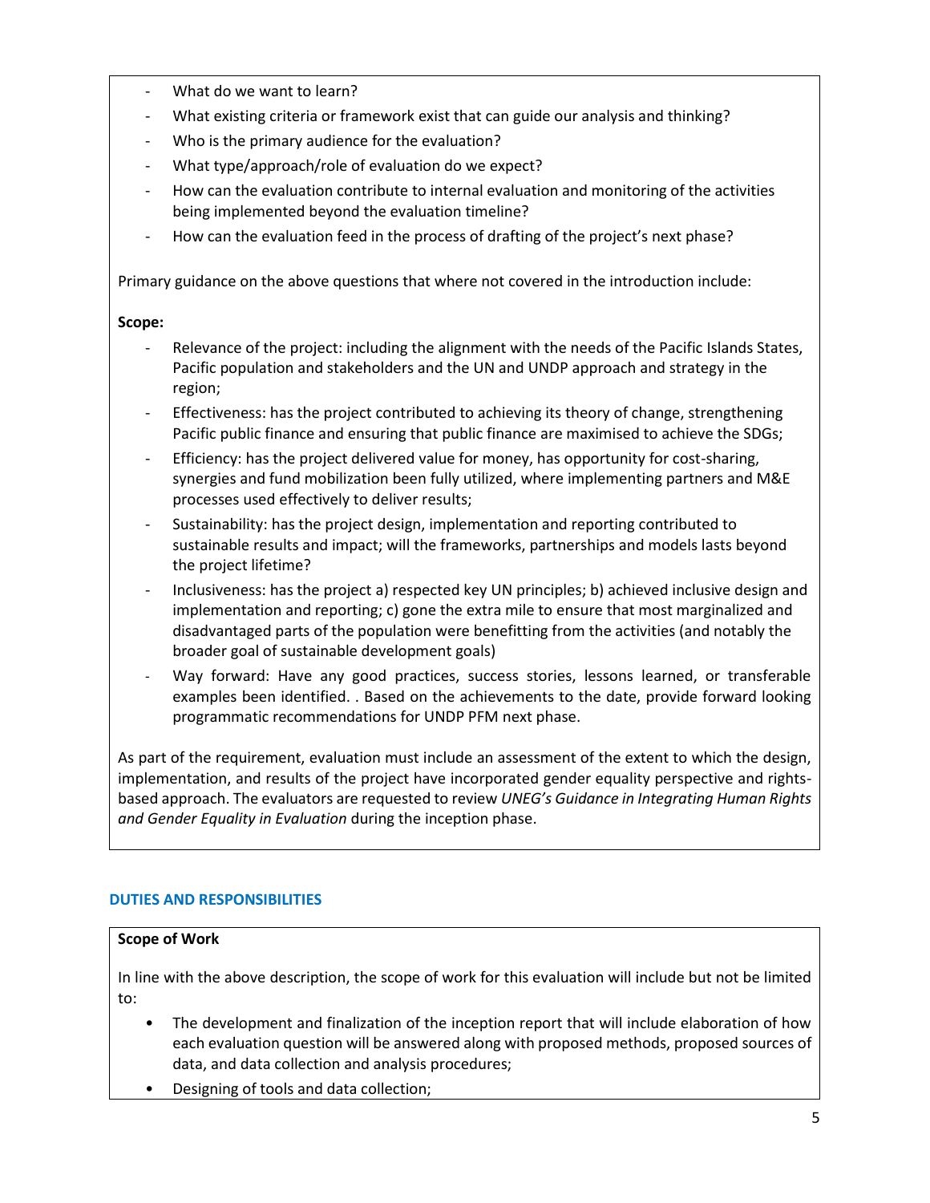- What do we want to learn?
- What existing criteria or framework exist that can guide our analysis and thinking?
- Who is the primary audience for the evaluation?
- What type/approach/role of evaluation do we expect?
- How can the evaluation contribute to internal evaluation and monitoring of the activities being implemented beyond the evaluation timeline?
- How can the evaluation feed in the process of drafting of the project's next phase?

Primary guidance on the above questions that where not covered in the introduction include:

**Scope:**

- Relevance of the project: including the alignment with the needs of the Pacific Islands States, Pacific population and stakeholders and the UN and UNDP approach and strategy in the region;
- Effectiveness: has the project contributed to achieving its theory of change, strengthening Pacific public finance and ensuring that public finance are maximised to achieve the SDGs;
- Efficiency: has the project delivered value for money, has opportunity for cost-sharing, synergies and fund mobilization been fully utilized, where implementing partners and M&E processes used effectively to deliver results;
- Sustainability: has the project design, implementation and reporting contributed to sustainable results and impact; will the frameworks, partnerships and models lasts beyond the project lifetime?
- Inclusiveness: has the project a) respected key UN principles; b) achieved inclusive design and implementation and reporting; c) gone the extra mile to ensure that most marginalized and disadvantaged parts of the population were benefitting from the activities (and notably the broader goal of sustainable development goals)
- Way forward: Have any good practices, success stories, lessons learned, or transferable examples been identified. . Based on the achievements to the date, provide forward looking programmatic recommendations for UNDP PFM next phase.

As part of the requirement, evaluation must include an assessment of the extent to which the design, implementation, and results of the project have incorporated gender equality perspective and rights-based approach. The evaluators are requested to review *UNEG's Guidance in Integrating Human Rights and Gender Equality in Evaluation* during the inception phase.

## DUTIES AND RESPONSIBILITIES

**Scope of Work**

In line with the above description, the scope of work for this evaluation will include but not be limited to:

- The development and finalization of the inception report that will include elaboration of how each evaluation question will be answered along with proposed methods, proposed sources of data, and data collection and analysis procedures;
- Designing of tools and data collection;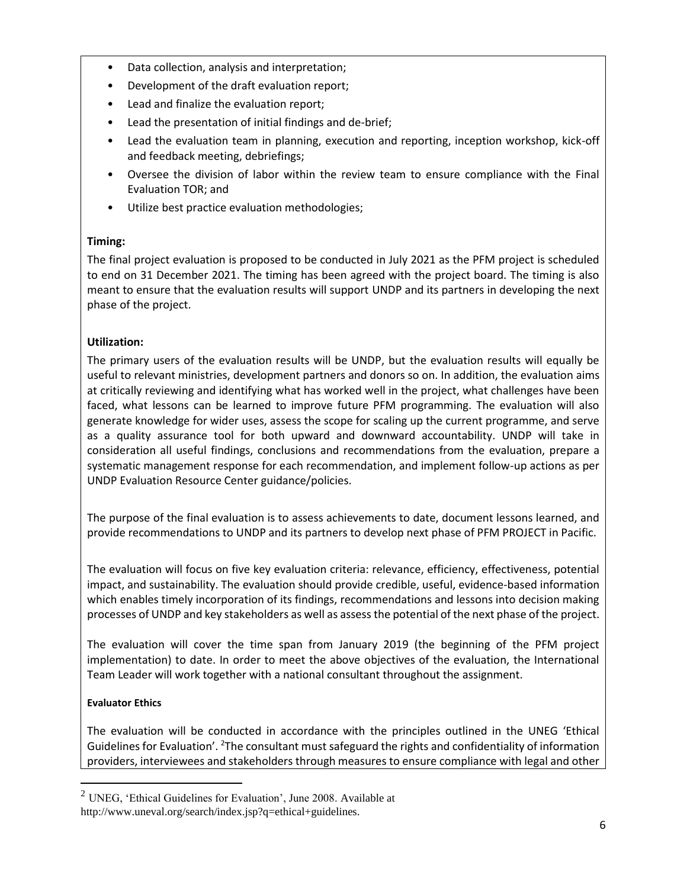- Data collection, analysis and interpretation;
- Development of the draft evaluation report;
- Lead and finalize the evaluation report;
- Lead the presentation of initial findings and de-brief;
- Lead the evaluation team in planning, execution and reporting, inception workshop, kick-off and feedback meeting, debriefings;
- Oversee the division of labor within the review team to ensure compliance with the Final Evaluation TOR; and
- Utilize best practice evaluation methodologies;

**Timing:**

The final project evaluation is proposed to be conducted in July 2021 as the PFM project is scheduled to end on 31 December 2021. The timing has been agreed with the project board. The timing is also meant to ensure that the evaluation results will support UNDP and its partners in developing the next phase of the project.

**Utilization:**

The primary users of the evaluation results will be UNDP, but the evaluation results will equally be useful to relevant ministries, development partners and donors so on. In addition, the evaluation aims at critically reviewing and identifying what has worked well in the project, what challenges have been faced, what lessons can be learned to improve future PFM programming. The evaluation will also generate knowledge for wider uses, assess the scope for scaling up the current programme, and serve as a quality assurance tool for both upward and downward accountability. UNDP will take in consideration all useful findings, conclusions and recommendations from the evaluation, prepare a systematic management response for each recommendation, and implement follow-up actions as per UNDP Evaluation Resource Center guidance/policies.

The purpose of the final evaluation is to assess achievements to date, document lessons learned, and provide recommendations to UNDP and its partners to develop next phase of PFM PROJECT in Pacific.

The evaluation will focus on five key evaluation criteria: relevance, efficiency, effectiveness, potential impact, and sustainability. The evaluation should provide credible, useful, evidence-based information which enables timely incorporation of its findings, recommendations and lessons into decision making processes of UNDP and key stakeholders as well as assess the potential of the next phase of the project.

The evaluation will cover the time span from January 2019 (the beginning of the PFM project implementation) to date. In order to meet the above objectives of the evaluation, the International Team Leader will work together with a national consultant throughout the assignment.

**Evaluator Ethics**

The evaluation will be conducted in accordance with the principles outlined in the UNEG 'Ethical Guidelines for Evaluation'. [2]The consultant must safeguard the rights and confidentiality of information providers, interviewees and stakeholders through measures to ensure compliance with legal and other

[2] UNEG, 'Ethical Guidelines for Evaluation', June 2008. Available at http://www.uneval.org/search/index.jsp?q=ethical+guidelines.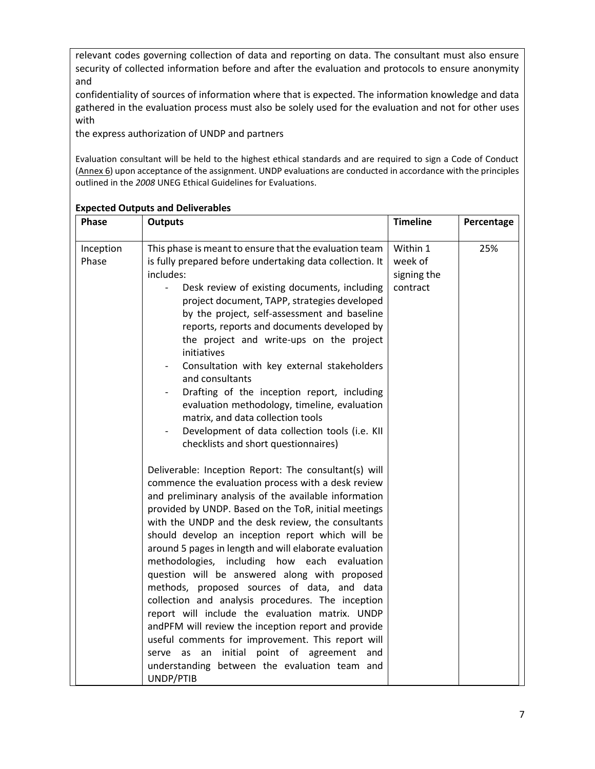relevant codes governing collection of data and reporting on data. The consultant must also ensure security of collected information before and after the evaluation and protocols to ensure anonymity and

confidentiality of sources of information where that is expected. The information knowledge and data gathered in the evaluation process must also be solely used for the evaluation and not for other uses with

the express authorization of UNDP and partners

Evaluation consultant will be held to the highest ethical standards and are required to sign a Code of Conduct (Annex 6) upon acceptance of the assignment. UNDP evaluations are conducted in accordance with the principles outlined in the *2008* UNEG Ethical Guidelines for Evaluations.

**Expected Outputs and Deliverables**

| Phase | Outputs | Timeline | Percentage |
|---|---|---|---|
| Inception Phase | This phase is meant to ensure that the evaluation team is fully prepared before undertaking data collection. It includes:<br>- Desk review of existing documents, including project document, TAPP, strategies developed by the project, self-assessment and baseline reports, reports and documents developed by the project and write-ups on the project initiatives<br>- Consultation with key external stakeholders and consultants<br>- Drafting of the inception report, including evaluation methodology, timeline, evaluation matrix, and data collection tools<br>- Development of data collection tools (i.e. KII checklists and short questionnaires)<br><br>Deliverable: Inception Report: The consultant(s) will commence the evaluation process with a desk review and preliminary analysis of the available information provided by UNDP. Based on the ToR, initial meetings with the UNDP and the desk review, the consultants should develop an inception report which will be around 5 pages in length and will elaborate evaluation methodologies, including how each evaluation question will be answered along with proposed methods, proposed sources of data, and data collection and analysis procedures. The inception report will include the evaluation matrix. UNDP andPFM will review the inception report and provide useful comments for improvement. This report will serve as an initial point of agreement and understanding between the evaluation team and UNDP/PTIB | Within 1 week of signing the contract | 25% |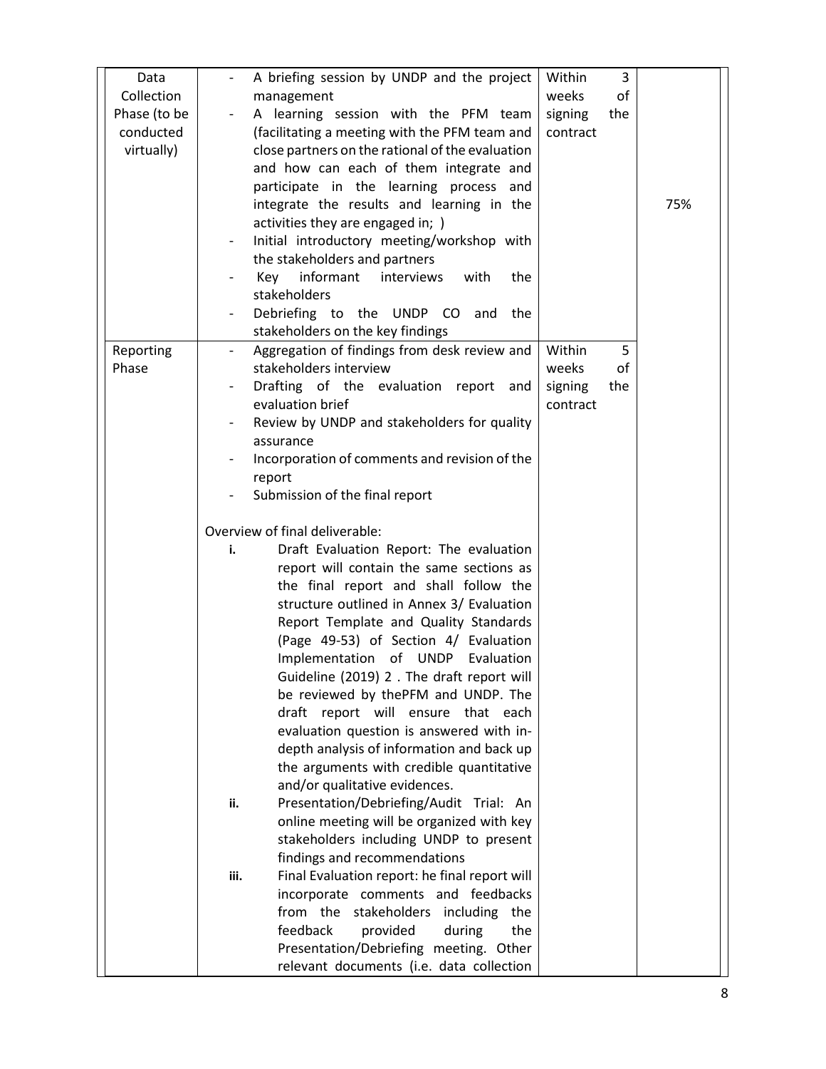| | | | |
|---|---|---|---|
| Data Collection Phase (to be conducted virtually) | - A briefing session by UNDP and the project management<br>- A learning session with the PFM team (facilitating a meeting with the PFM team and close partners on the rational of the evaluation and how can each of them integrate and participate in the learning process and integrate the results and learning in the activities they are engaged in; )<br>- Initial introductory meeting/workshop with the stakeholders and partners<br>- Key informant interviews with the stakeholders<br>- Debriefing to the UNDP CO and the stakeholders on the key findings | Within 3 weeks of signing the contract | 75% |
| Reporting Phase | - Aggregation of findings from desk review and stakeholders interview<br>- Drafting of the evaluation report and evaluation brief<br>- Review by UNDP and stakeholders for quality assurance<br>- Incorporation of comments and revision of the report<br>- Submission of the final report<br><br>Overview of final deliverable:<br>i. Draft Evaluation Report: The evaluation report will contain the same sections as the final report and shall follow the structure outlined in Annex 3/ Evaluation Report Template and Quality Standards (Page 49-53) of Section 4/ Evaluation Implementation of UNDP Evaluation Guideline (2019) 2 . The draft report will be reviewed by thePFM and UNDP. The draft report will ensure that each evaluation question is answered with in-depth analysis of information and back up the arguments with credible quantitative and/or qualitative evidences.<br>ii. Presentation/Debriefing/Audit Trial: An online meeting will be organized with key stakeholders including UNDP to present findings and recommendations<br>iii. Final Evaluation report: he final report will incorporate comments and feedbacks from the stakeholders including the feedback provided during the Presentation/Debriefing meeting. Other relevant documents (i.e. data collection | Within 5 weeks of signing the contract | |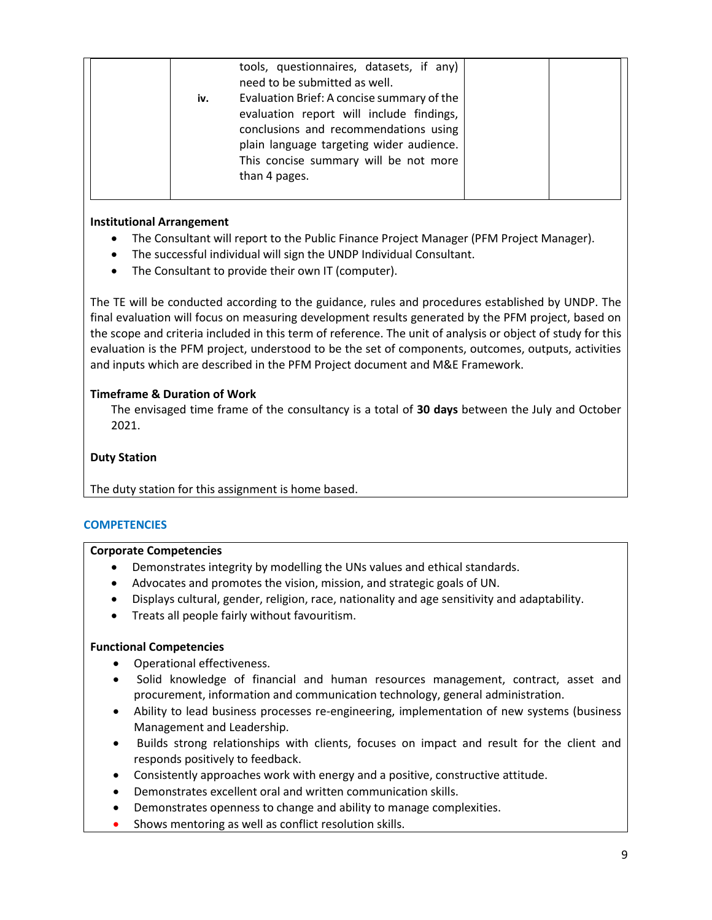| | | | |
|---|---|---|---|
| | tools, questionnaires, datasets, if any) need to be submitted as well.<br>**iv.** Evaluation Brief: A concise summary of the evaluation report will include findings, conclusions and recommendations using plain language targeting wider audience. This concise summary will be not more than 4 pages. | | |

**Institutional Arrangement**

- The Consultant will report to the Public Finance Project Manager (PFM Project Manager).
- The successful individual will sign the UNDP Individual Consultant.
- The Consultant to provide their own IT (computer).

The TE will be conducted according to the guidance, rules and procedures established by UNDP. The final evaluation will focus on measuring development results generated by the PFM project, based on the scope and criteria included in this term of reference. The unit of analysis or object of study for this evaluation is the PFM project, understood to be the set of components, outcomes, outputs, activities and inputs which are described in the PFM Project document and M&E Framework.

**Timeframe & Duration of Work**

The envisaged time frame of the consultancy is a total of **30 days** between the July and October 2021.

**Duty Station**

The duty station for this assignment is home based.

## COMPETENCIES

**Corporate Competencies**

- Demonstrates integrity by modelling the UNs values and ethical standards.
- Advocates and promotes the vision, mission, and strategic goals of UN.
- Displays cultural, gender, religion, race, nationality and age sensitivity and adaptability.
- Treats all people fairly without favouritism.

**Functional Competencies**

- Operational effectiveness.
- Solid knowledge of financial and human resources management, contract, asset and procurement, information and communication technology, general administration.
- Ability to lead business processes re-engineering, implementation of new systems (business Management and Leadership.
- Builds strong relationships with clients, focuses on impact and result for the client and responds positively to feedback.
- Consistently approaches work with energy and a positive, constructive attitude.
- Demonstrates excellent oral and written communication skills.
- Demonstrates openness to change and ability to manage complexities.
- Shows mentoring as well as conflict resolution skills.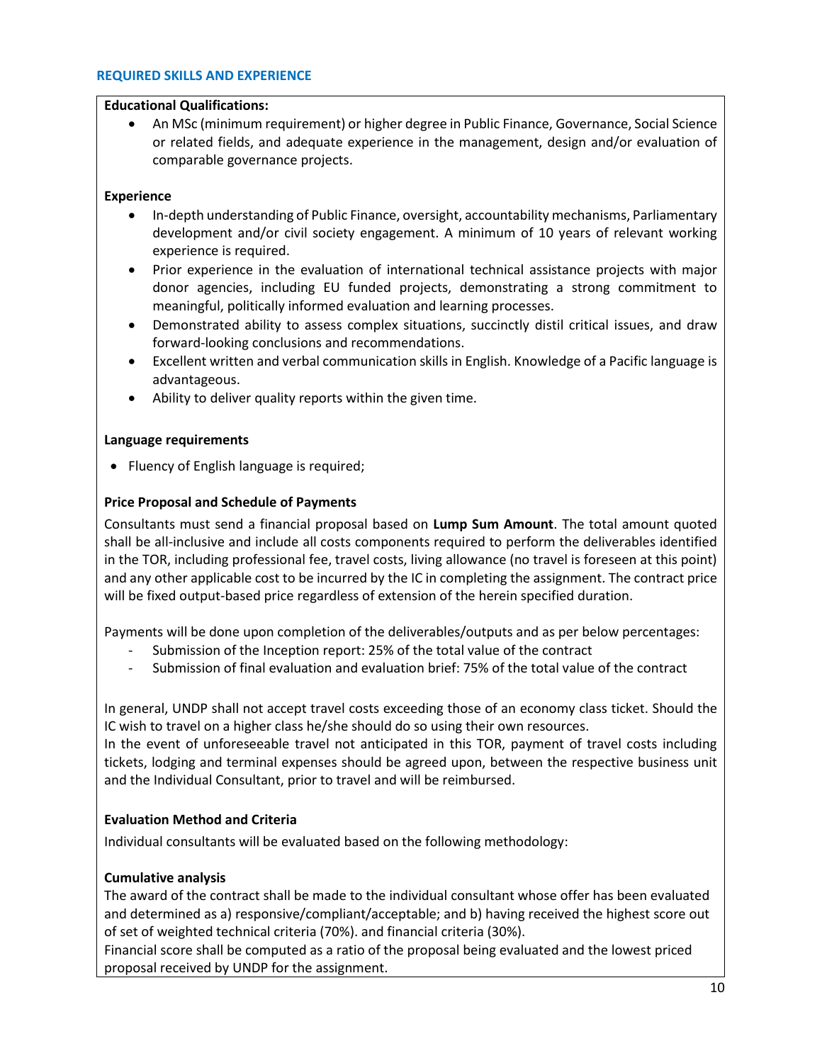## REQUIRED SKILLS AND EXPERIENCE

**Educational Qualifications:**

- An MSc (minimum requirement) or higher degree in Public Finance, Governance, Social Science or related fields, and adequate experience in the management, design and/or evaluation of comparable governance projects.

**Experience**

- In-depth understanding of Public Finance, oversight, accountability mechanisms, Parliamentary development and/or civil society engagement. A minimum of 10 years of relevant working experience is required.
- Prior experience in the evaluation of international technical assistance projects with major donor agencies, including EU funded projects, demonstrating a strong commitment to meaningful, politically informed evaluation and learning processes.
- Demonstrated ability to assess complex situations, succinctly distil critical issues, and draw forward-looking conclusions and recommendations.
- Excellent written and verbal communication skills in English. Knowledge of a Pacific language is advantageous.
- Ability to deliver quality reports within the given time.

**Language requirements**

- Fluency of English language is required;

**Price Proposal and Schedule of Payments**

Consultants must send a financial proposal based on **Lump Sum Amount**. The total amount quoted shall be all-inclusive and include all costs components required to perform the deliverables identified in the TOR, including professional fee, travel costs, living allowance (no travel is foreseen at this point) and any other applicable cost to be incurred by the IC in completing the assignment. The contract price will be fixed output-based price regardless of extension of the herein specified duration.

Payments will be done upon completion of the deliverables/outputs and as per below percentages:

- Submission of the Inception report: 25% of the total value of the contract
- Submission of final evaluation and evaluation brief: 75% of the total value of the contract

In general, UNDP shall not accept travel costs exceeding those of an economy class ticket. Should the IC wish to travel on a higher class he/she should do so using their own resources.
In the event of unforeseeable travel not anticipated in this TOR, payment of travel costs including tickets, lodging and terminal expenses should be agreed upon, between the respective business unit and the Individual Consultant, prior to travel and will be reimbursed.

**Evaluation Method and Criteria**

Individual consultants will be evaluated based on the following methodology:

**Cumulative analysis**

The award of the contract shall be made to the individual consultant whose offer has been evaluated and determined as a) responsive/compliant/acceptable; and b) having received the highest score out of set of weighted technical criteria (70%). and financial criteria (30%).
Financial score shall be computed as a ratio of the proposal being evaluated and the lowest priced proposal received by UNDP for the assignment.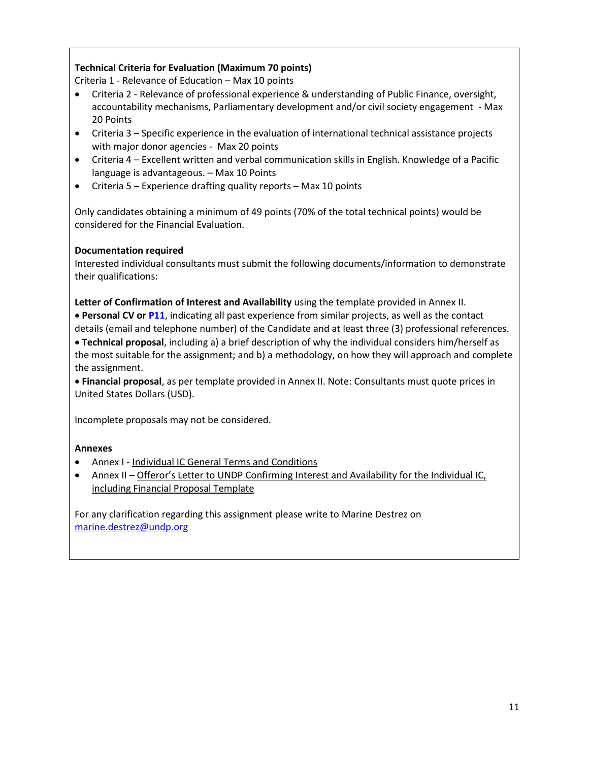**Technical Criteria for Evaluation (Maximum 70 points)**

Criteria 1 - Relevance of Education – Max 10 points

- Criteria 2 - Relevance of professional experience & understanding of Public Finance, oversight, accountability mechanisms, Parliamentary development and/or civil society engagement - Max 20 Points
- Criteria 3 – Specific experience in the evaluation of international technical assistance projects with major donor agencies - Max 20 points
- Criteria 4 – Excellent written and verbal communication skills in English. Knowledge of a Pacific language is advantageous. – Max 10 Points
- Criteria 5 – Experience drafting quality reports – Max 10 points

Only candidates obtaining a minimum of 49 points (70% of the total technical points) would be considered for the Financial Evaluation.

**Documentation required**

Interested individual consultants must submit the following documents/information to demonstrate their qualifications:

**Letter of Confirmation of Interest and Availability** using the template provided in Annex II.

• **Personal CV or P11**, indicating all past experience from similar projects, as well as the contact details (email and telephone number) of the Candidate and at least three (3) professional references.

• **Technical proposal**, including a) a brief description of why the individual considers him/herself as the most suitable for the assignment; and b) a methodology, on how they will approach and complete the assignment.

• **Financial proposal**, as per template provided in Annex II. Note: Consultants must quote prices in United States Dollars (USD).

Incomplete proposals may not be considered.

**Annexes**

- Annex I - Individual IC General Terms and Conditions
- Annex II – Offeror's Letter to UNDP Confirming Interest and Availability for the Individual IC, including Financial Proposal Template

For any clarification regarding this assignment please write to Marine Destrez on marine.destrez@undp.org